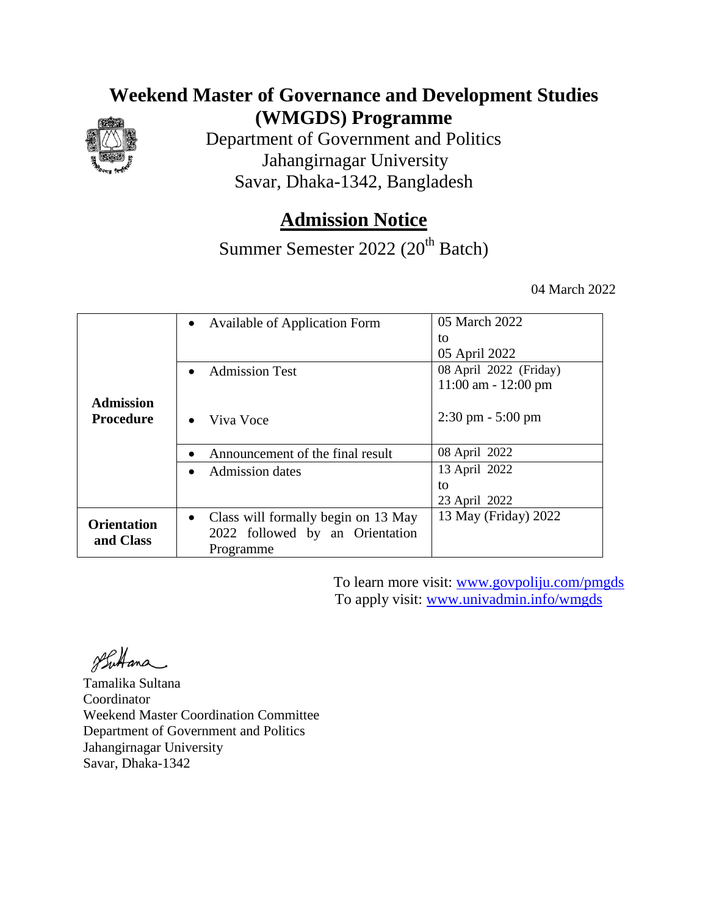# Weekend Master of Governance and Development Studies (WMGDS) Programme

Department of Government and Politics
Jahangirnagar University
Savar, Dhaka-1342, Bangladesh

## Admission Notice

Summer Semester 2022 (20th Batch)

04 March 2022

| | | |
|---|---|---|
| **Admission Procedure** | • Available of Application Form | 05 March 2022 to 05 April 2022 |
| | • Admission Test | 08 April 2022 (Friday) 11:00 am - 12:00 pm |
| | • Viva Voce | 2:30 pm - 5:00 pm |
| | • Announcement of the final result | 08 April 2022 |
| | • Admission dates | 13 April 2022 to 23 April 2022 |
| **Orientation and Class** | • Class will formally begin on 13 May 2022 followed by an Orientation Programme | 13 May (Friday) 2022 |

To learn more visit: www.govpoliju.com/pmgds
To apply visit: www.univadmin.info/wmgds

Tamalika Sultana
Coordinator
Weekend Master Coordination Committee
Department of Government and Politics
Jahangirnagar University
Savar, Dhaka-1342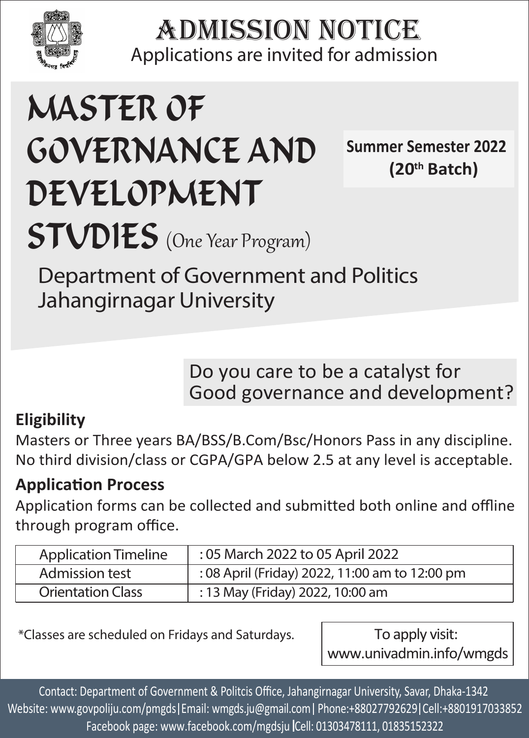# ADMISSION NOTICE

Applications are invited for admission

# MASTER OF GOVERNANCE AND DEVELOPMENT STUDIES (One Year Program)

**Summer Semester 2022**
**(20th Batch)**

Department of Government and Politics
Jahangirnagar University

Do you care to be a catalyst for Good governance and development?

### Eligibility

Masters or Three years BA/BSS/B.Com/Bsc/Honors Pass in any discipline. No third division/class or CGPA/GPA below 2.5 at any level is acceptable.

### Application Process

Application forms can be collected and submitted both online and offline through program office.

| | |
|---|---|
| Application Timeline | : 05 March 2022 to 05 April 2022 |
| Admission test | : 08 April (Friday) 2022, 11:00 am to 12:00 pm |
| Orientation Class | : 13 May (Friday) 2022, 10:00 am |

*Classes are scheduled on Fridays and Saturdays.

To apply visit:
www.univadmin.info/wmgds

Contact: Department of Government & Politcis Office, Jahangirnagar University, Savar, Dhaka-1342
Website: www.govpoliju.com/pmgds | Email: wmgds.ju@gmail.com | Phone:+88027792629 | Cell:+8801917033852
Facebook page: www.facebook.com/mgdsju | Cell: 01303478111, 01835152322